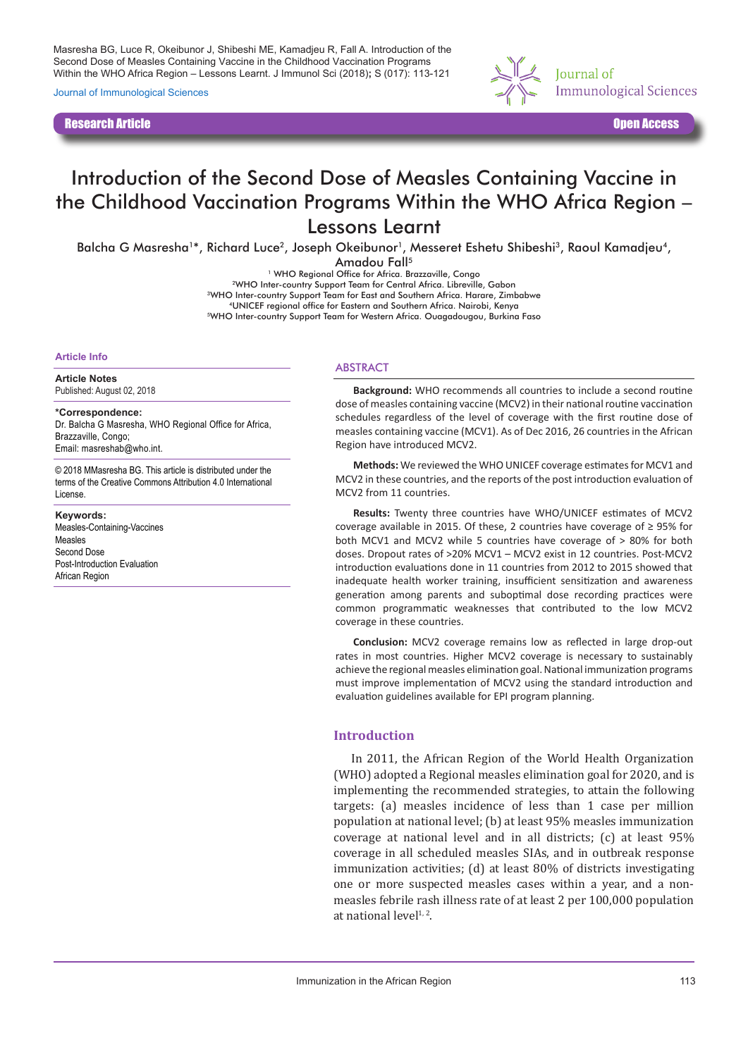Masresha BG, Luce R, Okeibunor J, Shibeshi ME, Kamadjeu R, Fall A. Introduction of the Second Dose of Measles Containing Vaccine in the Childhood Vaccination Programs Within the WHO Africa Region – Lessons Learnt. J Immunol Sci (2018); S (017): 113-121

Journal of Immunological Sciences

**Research Article** — **Open Access**

# Introduction of the Second Dose of Measles Containing Vaccine in the Childhood Vaccination Programs Within the WHO Africa Region – Lessons Learnt

Balcha G Masresha[1]*, Richard Luce[2], Joseph Okeibunor[1], Messeret Eshetu Shibeshi[3], Raoul Kamadjeu[4], Amadou Fall[5]

[1] WHO Regional Office for Africa. Brazzaville, Congo
[2]WHO Inter-country Support Team for Central Africa. Libreville, Gabon
[3]WHO Inter-country Support Team for East and Southern Africa. Harare, Zimbabwe
[4]UNICEF regional office for Eastern and Southern Africa. Nairobi, Kenya
[5]WHO Inter-country Support Team for Western Africa. Ouagadougou, Burkina Faso

**Article Info**

**Article Notes**
Published: August 02, 2018

**\*Correspondence:**
Dr. Balcha G Masresha, WHO Regional Office for Africa, Brazzaville, Congo;
Email: masreshab@who.int.

© 2018 MMasresha BG. This article is distributed under the terms of the Creative Commons Attribution 4.0 International License.

**Keywords:**
Measles-Containing-Vaccines
Measles
Second Dose
Post-Introduction Evaluation
African Region

## ABSTRACT

**Background:** WHO recommends all countries to include a second routine dose of measles containing vaccine (MCV2) in their national routine vaccination schedules regardless of the level of coverage with the first routine dose of measles containing vaccine (MCV1). As of Dec 2016, 26 countries in the African Region have introduced MCV2.

**Methods:** We reviewed the WHO UNICEF coverage estimates for MCV1 and MCV2 in these countries, and the reports of the post introduction evaluation of MCV2 from 11 countries.

**Results:** Twenty three countries have WHO/UNICEF estimates of MCV2 coverage available in 2015. Of these, 2 countries have coverage of ≥ 95% for both MCV1 and MCV2 while 5 countries have coverage of > 80% for both doses. Dropout rates of >20% MCV1 – MCV2 exist in 12 countries. Post-MCV2 introduction evaluations done in 11 countries from 2012 to 2015 showed that inadequate health worker training, insufficient sensitization and awareness generation among parents and suboptimal dose recording practices were common programmatic weaknesses that contributed to the low MCV2 coverage in these countries.

**Conclusion:** MCV2 coverage remains low as reflected in large drop-out rates in most countries. Higher MCV2 coverage is necessary to sustainably achieve the regional measles elimination goal. National immunization programs must improve implementation of MCV2 using the standard introduction and evaluation guidelines available for EPI program planning.

## Introduction

In 2011, the African Region of the World Health Organization (WHO) adopted a Regional measles elimination goal for 2020, and is implementing the recommended strategies, to attain the following targets: (a) measles incidence of less than 1 case per million population at national level; (b) at least 95% measles immunization coverage at national level and in all districts; (c) at least 95% coverage in all scheduled measles SIAs, and in outbreak response immunization activities; (d) at least 80% of districts investigating one or more suspected measles cases within a year, and a non-measles febrile rash illness rate of at least 2 per 100,000 population at national level[1, 2].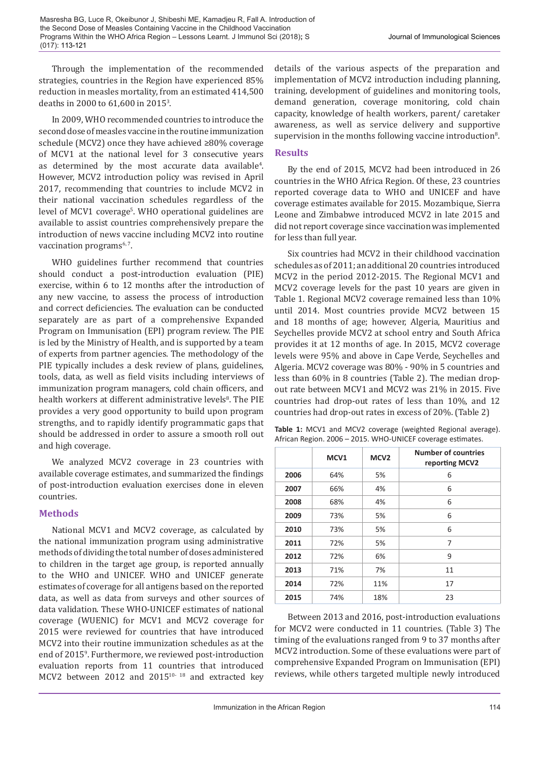Through the implementation of the recommended strategies, countries in the Region have experienced 85% reduction in measles mortality, from an estimated 414,500 deaths in 2000 to 61,600 in 2015[3].

In 2009, WHO recommended countries to introduce the second dose of measles vaccine in the routine immunization schedule (MCV2) once they have achieved ≥80% coverage of MCV1 at the national level for 3 consecutive years as determined by the most accurate data available[4]. However, MCV2 introduction policy was revised in April 2017, recommending that countries to include MCV2 in their national vaccination schedules regardless of the level of MCV1 coverage[5]. WHO operational guidelines are available to assist countries comprehensively prepare the introduction of news vaccine including MCV2 into routine vaccination programs[6, 7].

WHO guidelines further recommend that countries should conduct a post-introduction evaluation (PIE) exercise, within 6 to 12 months after the introduction of any new vaccine, to assess the process of introduction and correct deficiencies. The evaluation can be conducted separately are as part of a comprehensive Expanded Program on Immunisation (EPI) program review. The PIE is led by the Ministry of Health, and is supported by a team of experts from partner agencies. The methodology of the PIE typically includes a desk review of plans, guidelines, tools, data, as well as field visits including interviews of immunization program managers, cold chain officers, and health workers at different administrative levels[8]. The PIE provides a very good opportunity to build upon program strengths, and to rapidly identify programmatic gaps that should be addressed in order to assure a smooth roll out and high coverage.

We analyzed MCV2 coverage in 23 countries with available coverage estimates, and summarized the findings of post-introduction evaluation exercises done in eleven countries.

## Methods

National MCV1 and MCV2 coverage, as calculated by the national immunization program using administrative methods of dividing the total number of doses administered to children in the target age group, is reported annually to the WHO and UNICEF. WHO and UNICEF generate estimates of coverage for all antigens based on the reported data, as well as data from surveys and other sources of data validation. These WHO-UNICEF estimates of national coverage (WUENIC) for MCV1 and MCV2 coverage for 2015 were reviewed for countries that have introduced MCV2 into their routine immunization schedules as at the end of 2015[9]. Furthermore, we reviewed post-introduction evaluation reports from 11 countries that introduced MCV2 between 2012 and 2015[10- 18] and extracted key details of the various aspects of the preparation and implementation of MCV2 introduction including planning, training, development of guidelines and monitoring tools, demand generation, coverage monitoring, cold chain capacity, knowledge of health workers, parent/ caretaker awareness, as well as service delivery and supportive supervision in the months following vaccine introduction[8].

## Results

By the end of 2015, MCV2 had been introduced in 26 countries in the WHO Africa Region. Of these, 23 countries reported coverage data to WHO and UNICEF and have coverage estimates available for 2015. Mozambique, Sierra Leone and Zimbabwe introduced MCV2 in late 2015 and did not report coverage since vaccination was implemented for less than full year.

Six countries had MCV2 in their childhood vaccination schedules as of 2011; an additional 20 countries introduced MCV2 in the period 2012-2015. The Regional MCV1 and MCV2 coverage levels for the past 10 years are given in Table 1. Regional MCV2 coverage remained less than 10% until 2014. Most countries provide MCV2 between 15 and 18 months of age; however, Algeria, Mauritius and Seychelles provide MCV2 at school entry and South Africa provides it at 12 months of age. In 2015, MCV2 coverage levels were 95% and above in Cape Verde, Seychelles and Algeria. MCV2 coverage was 80% - 90% in 5 countries and less than 60% in 8 countries (Table 2). The median drop-out rate between MCV1 and MCV2 was 21% in 2015. Five countries had drop-out rates of less than 10%, and 12 countries had drop-out rates in excess of 20%. (Table 2)

**Table 1:** MCV1 and MCV2 coverage (weighted Regional average). African Region. 2006 – 2015. WHO-UNICEF coverage estimates.

| | MCV1 | MCV2 | Number of countries reporting MCV2 |
|---|---|---|---|
| **2006** | 64% | 5% | 6 |
| **2007** | 66% | 4% | 6 |
| **2008** | 68% | 4% | 6 |
| **2009** | 73% | 5% | 6 |
| **2010** | 73% | 5% | 6 |
| **2011** | 72% | 5% | 7 |
| **2012** | 72% | 6% | 9 |
| **2013** | 71% | 7% | 11 |
| **2014** | 72% | 11% | 17 |
| **2015** | 74% | 18% | 23 |

Between 2013 and 2016, post-introduction evaluations for MCV2 were conducted in 11 countries. (Table 3) The timing of the evaluations ranged from 9 to 37 months after MCV2 introduction. Some of these evaluations were part of comprehensive Expanded Program on Immunisation (EPI) reviews, while others targeted multiple newly introduced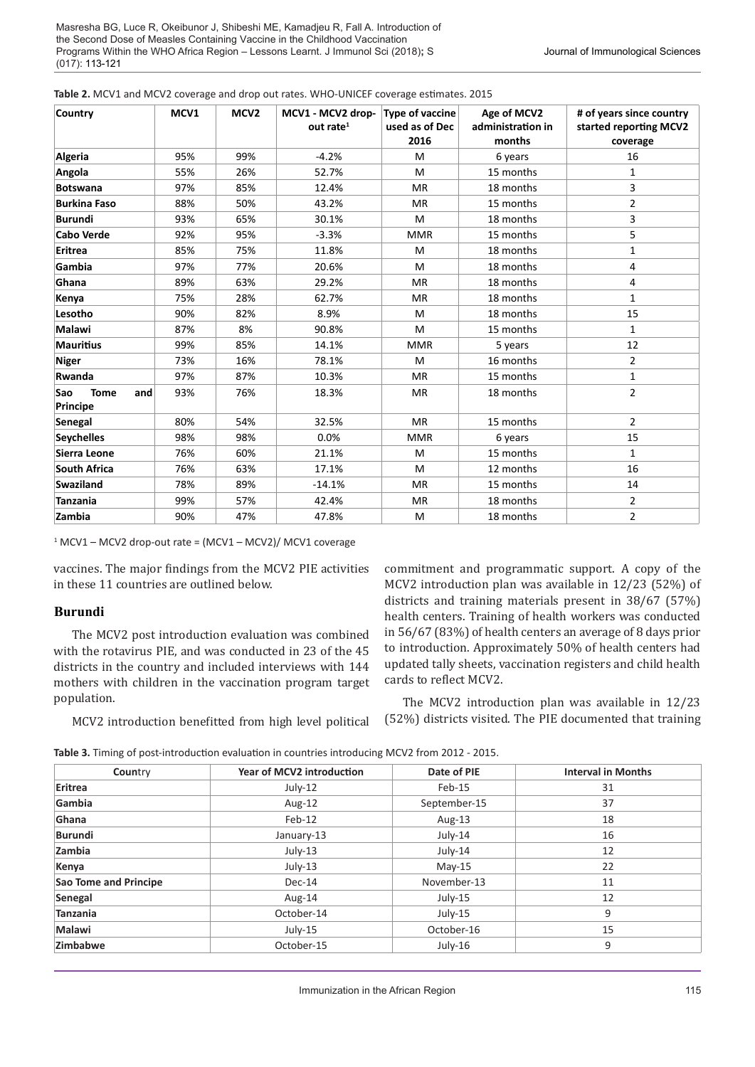**Table 2.** MCV1 and MCV2 coverage and drop out rates. WHO-UNICEF coverage estimates. 2015

| Country | MCV1 | MCV2 | MCV1 - MCV2 drop-out rate[1] | Type of vaccine used as of Dec 2016 | Age of MCV2 administration in months | # of years since country started reporting MCV2 coverage |
|---|---|---|---|---|---|---|
| Algeria | 95% | 99% | -4.2% | M | 6 years | 16 |
| Angola | 55% | 26% | 52.7% | M | 15 months | 1 |
| Botswana | 97% | 85% | 12.4% | MR | 18 months | 3 |
| Burkina Faso | 88% | 50% | 43.2% | MR | 15 months | 2 |
| Burundi | 93% | 65% | 30.1% | M | 18 months | 3 |
| Cabo Verde | 92% | 95% | -3.3% | MMR | 15 months | 5 |
| Eritrea | 85% | 75% | 11.8% | M | 18 months | 1 |
| Gambia | 97% | 77% | 20.6% | M | 18 months | 4 |
| Ghana | 89% | 63% | 29.2% | MR | 18 months | 4 |
| Kenya | 75% | 28% | 62.7% | MR | 18 months | 1 |
| Lesotho | 90% | 82% | 8.9% | M | 18 months | 15 |
| Malawi | 87% | 8% | 90.8% | M | 15 months | 1 |
| Mauritius | 99% | 85% | 14.1% | MMR | 5 years | 12 |
| Niger | 73% | 16% | 78.1% | M | 16 months | 2 |
| Rwanda | 97% | 87% | 10.3% | MR | 15 months | 1 |
| Sao Tome and Principe | 93% | 76% | 18.3% | MR | 18 months | 2 |
| Senegal | 80% | 54% | 32.5% | MR | 15 months | 2 |
| Seychelles | 98% | 98% | 0.0% | MMR | 6 years | 15 |
| Sierra Leone | 76% | 60% | 21.1% | M | 15 months | 1 |
| South Africa | 76% | 63% | 17.1% | M | 12 months | 16 |
| Swaziland | 78% | 89% | -14.1% | MR | 15 months | 14 |
| Tanzania | 99% | 57% | 42.4% | MR | 18 months | 2 |
| Zambia | 90% | 47% | 47.8% | M | 18 months | 2 |

[1] MCV1 – MCV2 drop-out rate = (MCV1 – MCV2)/ MCV1 coverage

vaccines. The major findings from the MCV2 PIE activities in these 11 countries are outlined below.

## Burundi

The MCV2 post introduction evaluation was combined with the rotavirus PIE, and was conducted in 23 of the 45 districts in the country and included interviews with 144 mothers with children in the vaccination program target population.

MCV2 introduction benefitted from high level political commitment and programmatic support. A copy of the MCV2 introduction plan was available in 12/23 (52%) of districts and training materials present in 38/67 (57%) health centers. Training of health workers was conducted in 56/67 (83%) of health centers an average of 8 days prior to introduction. Approximately 50% of health centers had updated tally sheets, vaccination registers and child health cards to reflect MCV2.

The MCV2 introduction plan was available in 12/23 (52%) districts visited. The PIE documented that training

**Table 3.** Timing of post-introduction evaluation in countries introducing MCV2 from 2012 - 2015.

| Country | Year of MCV2 introduction | Date of PIE | Interval in Months |
|---|---|---|---|
| Eritrea | July-12 | Feb-15 | 31 |
| Gambia | Aug-12 | September-15 | 37 |
| Ghana | Feb-12 | Aug-13 | 18 |
| Burundi | January-13 | July-14 | 16 |
| Zambia | July-13 | July-14 | 12 |
| Kenya | July-13 | May-15 | 22 |
| Sao Tome and Principe | Dec-14 | November-13 | 11 |
| Senegal | Aug-14 | July-15 | 12 |
| Tanzania | October-14 | July-15 | 9 |
| Malawi | July-15 | October-16 | 15 |
| Zimbabwe | October-15 | July-16 | 9 |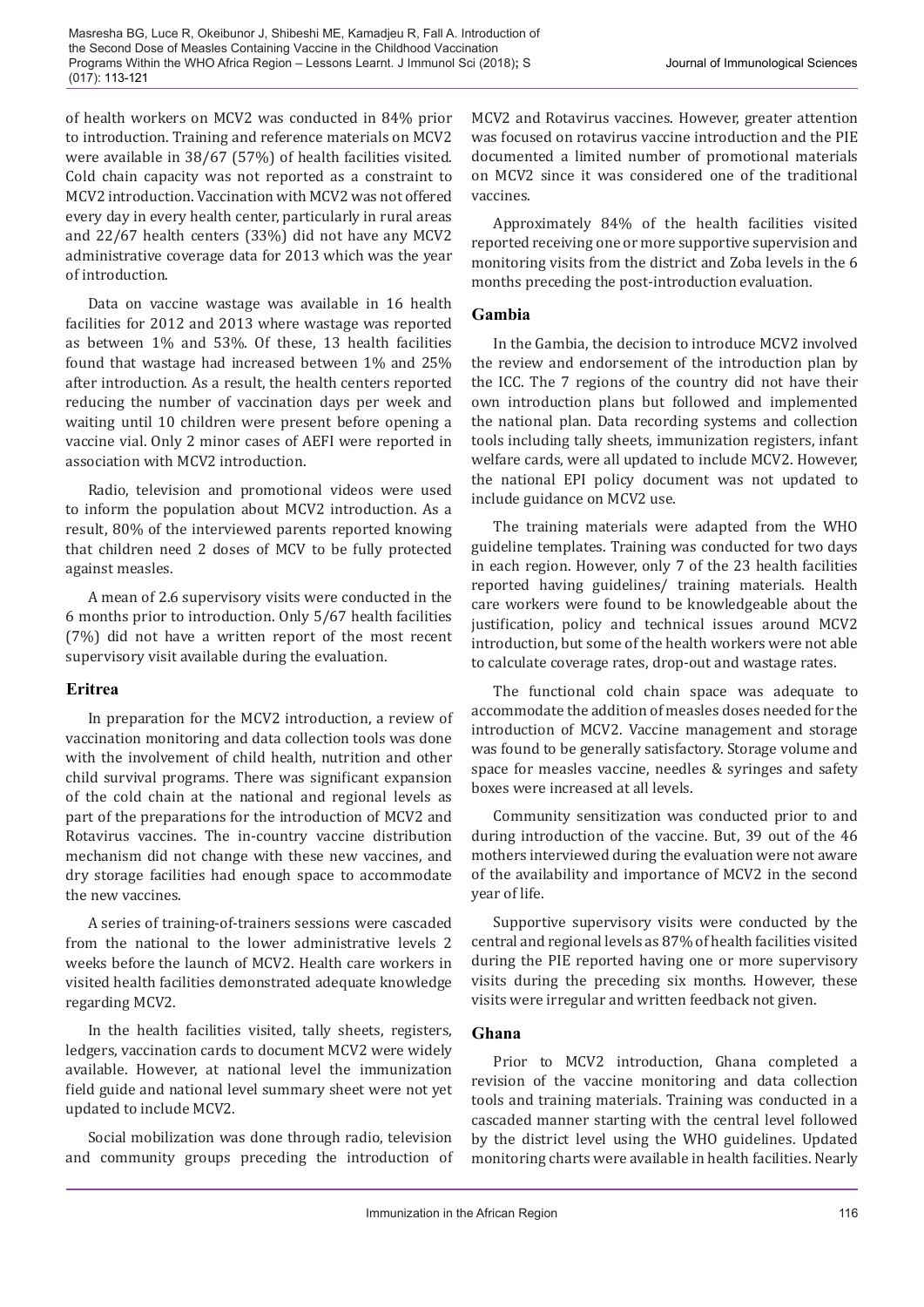of health workers on MCV2 was conducted in 84% prior to introduction. Training and reference materials on MCV2 were available in 38/67 (57%) of health facilities visited. Cold chain capacity was not reported as a constraint to MCV2 introduction. Vaccination with MCV2 was not offered every day in every health center, particularly in rural areas and 22/67 health centers (33%) did not have any MCV2 administrative coverage data for 2013 which was the year of introduction.

Data on vaccine wastage was available in 16 health facilities for 2012 and 2013 where wastage was reported as between 1% and 53%. Of these, 13 health facilities found that wastage had increased between 1% and 25% after introduction. As a result, the health centers reported reducing the number of vaccination days per week and waiting until 10 children were present before opening a vaccine vial. Only 2 minor cases of AEFI were reported in association with MCV2 introduction.

Radio, television and promotional videos were used to inform the population about MCV2 introduction. As a result, 80% of the interviewed parents reported knowing that children need 2 doses of MCV to be fully protected against measles.

A mean of 2.6 supervisory visits were conducted in the 6 months prior to introduction. Only 5/67 health facilities (7%) did not have a written report of the most recent supervisory visit available during the evaluation.

### Eritrea

In preparation for the MCV2 introduction, a review of vaccination monitoring and data collection tools was done with the involvement of child health, nutrition and other child survival programs. There was significant expansion of the cold chain at the national and regional levels as part of the preparations for the introduction of MCV2 and Rotavirus vaccines. The in-country vaccine distribution mechanism did not change with these new vaccines, and dry storage facilities had enough space to accommodate the new vaccines.

A series of training-of-trainers sessions were cascaded from the national to the lower administrative levels 2 weeks before the launch of MCV2. Health care workers in visited health facilities demonstrated adequate knowledge regarding MCV2.

In the health facilities visited, tally sheets, registers, ledgers, vaccination cards to document MCV2 were widely available. However, at national level the immunization field guide and national level summary sheet were not yet updated to include MCV2.

Social mobilization was done through radio, television and community groups preceding the introduction of MCV2 and Rotavirus vaccines. However, greater attention was focused on rotavirus vaccine introduction and the PIE documented a limited number of promotional materials on MCV2 since it was considered one of the traditional vaccines.

Approximately 84% of the health facilities visited reported receiving one or more supportive supervision and monitoring visits from the district and Zoba levels in the 6 months preceding the post-introduction evaluation.

### Gambia

In the Gambia, the decision to introduce MCV2 involved the review and endorsement of the introduction plan by the ICC. The 7 regions of the country did not have their own introduction plans but followed and implemented the national plan. Data recording systems and collection tools including tally sheets, immunization registers, infant welfare cards, were all updated to include MCV2. However, the national EPI policy document was not updated to include guidance on MCV2 use.

The training materials were adapted from the WHO guideline templates. Training was conducted for two days in each region. However, only 7 of the 23 health facilities reported having guidelines/ training materials. Health care workers were found to be knowledgeable about the justification, policy and technical issues around MCV2 introduction, but some of the health workers were not able to calculate coverage rates, drop-out and wastage rates.

The functional cold chain space was adequate to accommodate the addition of measles doses needed for the introduction of MCV2. Vaccine management and storage was found to be generally satisfactory. Storage volume and space for measles vaccine, needles & syringes and safety boxes were increased at all levels.

Community sensitization was conducted prior to and during introduction of the vaccine. But, 39 out of the 46 mothers interviewed during the evaluation were not aware of the availability and importance of MCV2 in the second year of life.

Supportive supervisory visits were conducted by the central and regional levels as 87% of health facilities visited during the PIE reported having one or more supervisory visits during the preceding six months. However, these visits were irregular and written feedback not given.

### Ghana

Prior to MCV2 introduction, Ghana completed a revision of the vaccine monitoring and data collection tools and training materials. Training was conducted in a cascaded manner starting with the central level followed by the district level using the WHO guidelines. Updated monitoring charts were available in health facilities. Nearly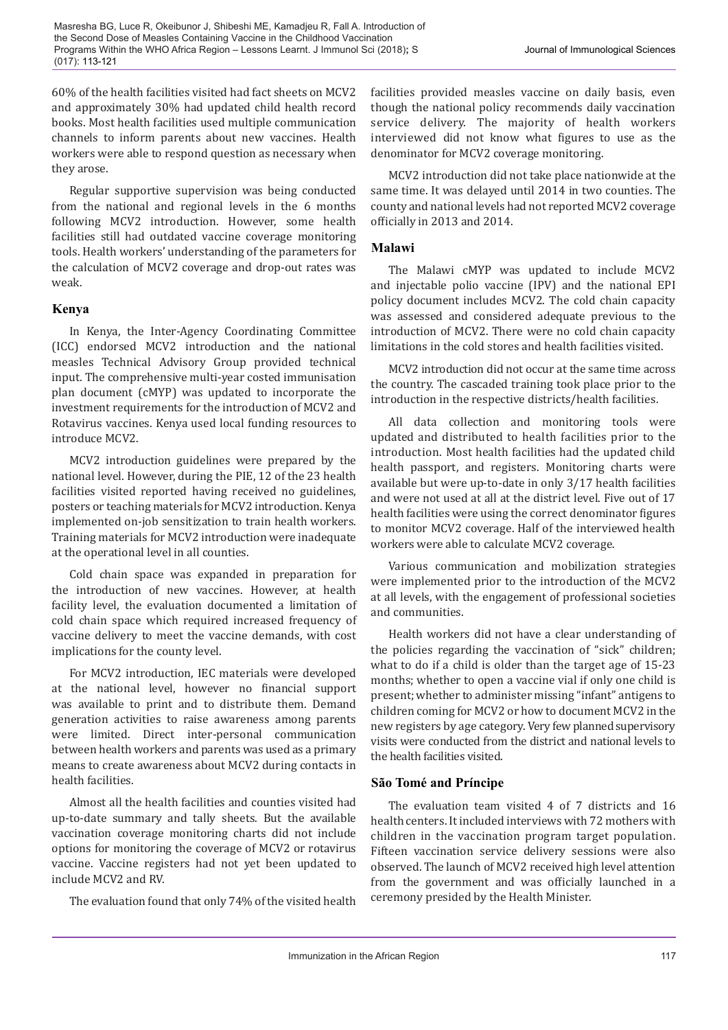60% of the health facilities visited had fact sheets on MCV2 and approximately 30% had updated child health record books. Most health facilities used multiple communication channels to inform parents about new vaccines. Health workers were able to respond question as necessary when they arose.

Regular supportive supervision was being conducted from the national and regional levels in the 6 months following MCV2 introduction. However, some health facilities still had outdated vaccine coverage monitoring tools. Health workers' understanding of the parameters for the calculation of MCV2 coverage and drop-out rates was weak.

### Kenya

In Kenya, the Inter-Agency Coordinating Committee (ICC) endorsed MCV2 introduction and the national measles Technical Advisory Group provided technical input. The comprehensive multi-year costed immunisation plan document (cMYP) was updated to incorporate the investment requirements for the introduction of MCV2 and Rotavirus vaccines. Kenya used local funding resources to introduce MCV2.

MCV2 introduction guidelines were prepared by the national level. However, during the PIE, 12 of the 23 health facilities visited reported having received no guidelines, posters or teaching materials for MCV2 introduction. Kenya implemented on-job sensitization to train health workers. Training materials for MCV2 introduction were inadequate at the operational level in all counties.

Cold chain space was expanded in preparation for the introduction of new vaccines. However, at health facility level, the evaluation documented a limitation of cold chain space which required increased frequency of vaccine delivery to meet the vaccine demands, with cost implications for the county level.

For MCV2 introduction, IEC materials were developed at the national level, however no financial support was available to print and to distribute them. Demand generation activities to raise awareness among parents were limited. Direct inter-personal communication between health workers and parents was used as a primary means to create awareness about MCV2 during contacts in health facilities.

Almost all the health facilities and counties visited had up-to-date summary and tally sheets. But the available vaccination coverage monitoring charts did not include options for monitoring the coverage of MCV2 or rotavirus vaccine. Vaccine registers had not yet been updated to include MCV2 and RV.

The evaluation found that only 74% of the visited health facilities provided measles vaccine on daily basis, even though the national policy recommends daily vaccination service delivery. The majority of health workers interviewed did not know what figures to use as the denominator for MCV2 coverage monitoring.

MCV2 introduction did not take place nationwide at the same time. It was delayed until 2014 in two counties. The county and national levels had not reported MCV2 coverage officially in 2013 and 2014.

### Malawi

The Malawi cMYP was updated to include MCV2 and injectable polio vaccine (IPV) and the national EPI policy document includes MCV2. The cold chain capacity was assessed and considered adequate previous to the introduction of MCV2. There were no cold chain capacity limitations in the cold stores and health facilities visited.

MCV2 introduction did not occur at the same time across the country. The cascaded training took place prior to the introduction in the respective districts/health facilities.

All data collection and monitoring tools were updated and distributed to health facilities prior to the introduction. Most health facilities had the updated child health passport, and registers. Monitoring charts were available but were up-to-date in only 3/17 health facilities and were not used at all at the district level. Five out of 17 health facilities were using the correct denominator figures to monitor MCV2 coverage. Half of the interviewed health workers were able to calculate MCV2 coverage.

Various communication and mobilization strategies were implemented prior to the introduction of the MCV2 at all levels, with the engagement of professional societies and communities.

Health workers did not have a clear understanding of the policies regarding the vaccination of "sick" children; what to do if a child is older than the target age of 15-23 months; whether to open a vaccine vial if only one child is present; whether to administer missing "infant" antigens to children coming for MCV2 or how to document MCV2 in the new registers by age category. Very few planned supervisory visits were conducted from the district and national levels to the health facilities visited.

### São Tomé and Príncipe

The evaluation team visited 4 of 7 districts and 16 health centers. It included interviews with 72 mothers with children in the vaccination program target population. Fifteen vaccination service delivery sessions were also observed. The launch of MCV2 received high level attention from the government and was officially launched in a ceremony presided by the Health Minister.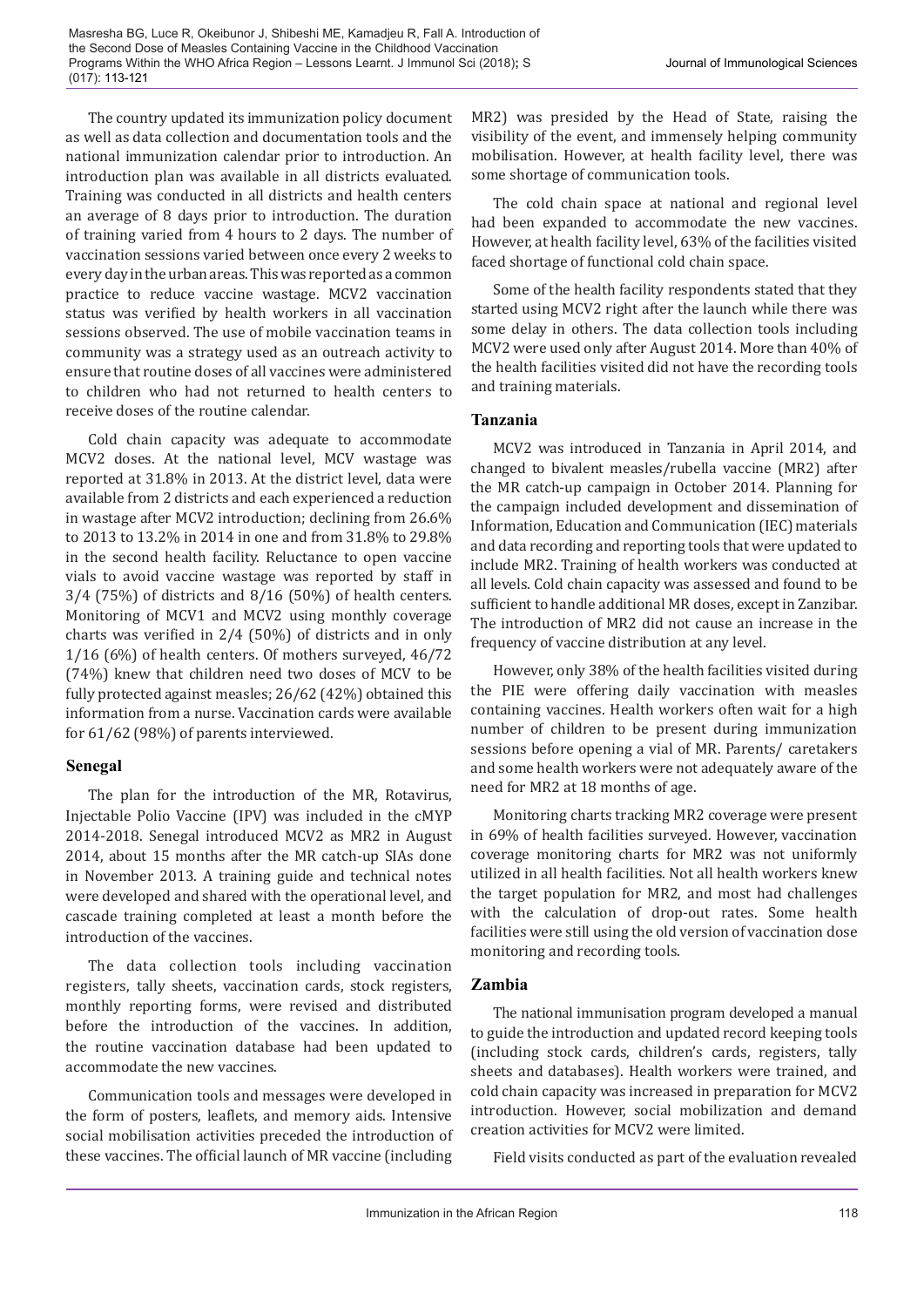The country updated its immunization policy document as well as data collection and documentation tools and the national immunization calendar prior to introduction. An introduction plan was available in all districts evaluated. Training was conducted in all districts and health centers an average of 8 days prior to introduction. The duration of training varied from 4 hours to 2 days. The number of vaccination sessions varied between once every 2 weeks to every day in the urban areas. This was reported as a common practice to reduce vaccine wastage. MCV2 vaccination status was verified by health workers in all vaccination sessions observed. The use of mobile vaccination teams in community was a strategy used as an outreach activity to ensure that routine doses of all vaccines were administered to children who had not returned to health centers to receive doses of the routine calendar.

Cold chain capacity was adequate to accommodate MCV2 doses. At the national level, MCV wastage was reported at 31.8% in 2013. At the district level, data were available from 2 districts and each experienced a reduction in wastage after MCV2 introduction; declining from 26.6% to 2013 to 13.2% in 2014 in one and from 31.8% to 29.8% in the second health facility. Reluctance to open vaccine vials to avoid vaccine wastage was reported by staff in 3/4 (75%) of districts and 8/16 (50%) of health centers. Monitoring of MCV1 and MCV2 using monthly coverage charts was verified in 2/4 (50%) of districts and in only 1/16 (6%) of health centers. Of mothers surveyed, 46/72 (74%) knew that children need two doses of MCV to be fully protected against measles; 26/62 (42%) obtained this information from a nurse. Vaccination cards were available for 61/62 (98%) of parents interviewed.

### Senegal

The plan for the introduction of the MR, Rotavirus, Injectable Polio Vaccine (IPV) was included in the cMYP 2014-2018. Senegal introduced MCV2 as MR2 in August 2014, about 15 months after the MR catch-up SIAs done in November 2013. A training guide and technical notes were developed and shared with the operational level, and cascade training completed at least a month before the introduction of the vaccines.

The data collection tools including vaccination registers, tally sheets, vaccination cards, stock registers, monthly reporting forms, were revised and distributed before the introduction of the vaccines. In addition, the routine vaccination database had been updated to accommodate the new vaccines.

Communication tools and messages were developed in the form of posters, leaflets, and memory aids. Intensive social mobilisation activities preceded the introduction of these vaccines. The official launch of MR vaccine (including MR2) was presided by the Head of State, raising the visibility of the event, and immensely helping community mobilisation. However, at health facility level, there was some shortage of communication tools.

The cold chain space at national and regional level had been expanded to accommodate the new vaccines. However, at health facility level, 63% of the facilities visited faced shortage of functional cold chain space.

Some of the health facility respondents stated that they started using MCV2 right after the launch while there was some delay in others. The data collection tools including MCV2 were used only after August 2014. More than 40% of the health facilities visited did not have the recording tools and training materials.

### Tanzania

MCV2 was introduced in Tanzania in April 2014, and changed to bivalent measles/rubella vaccine (MR2) after the MR catch-up campaign in October 2014. Planning for the campaign included development and dissemination of Information, Education and Communication (IEC) materials and data recording and reporting tools that were updated to include MR2. Training of health workers was conducted at all levels. Cold chain capacity was assessed and found to be sufficient to handle additional MR doses, except in Zanzibar. The introduction of MR2 did not cause an increase in the frequency of vaccine distribution at any level.

However, only 38% of the health facilities visited during the PIE were offering daily vaccination with measles containing vaccines. Health workers often wait for a high number of children to be present during immunization sessions before opening a vial of MR. Parents/ caretakers and some health workers were not adequately aware of the need for MR2 at 18 months of age.

Monitoring charts tracking MR2 coverage were present in 69% of health facilities surveyed. However, vaccination coverage monitoring charts for MR2 was not uniformly utilized in all health facilities. Not all health workers knew the target population for MR2, and most had challenges with the calculation of drop-out rates. Some health facilities were still using the old version of vaccination dose monitoring and recording tools.

### Zambia

The national immunisation program developed a manual to guide the introduction and updated record keeping tools (including stock cards, children's cards, registers, tally sheets and databases). Health workers were trained, and cold chain capacity was increased in preparation for MCV2 introduction. However, social mobilization and demand creation activities for MCV2 were limited.

Field visits conducted as part of the evaluation revealed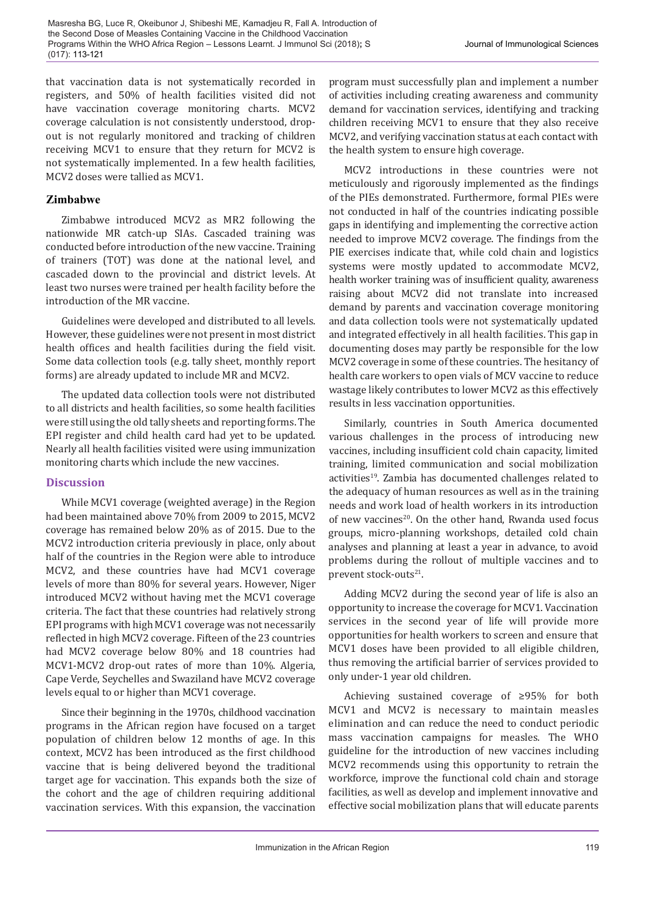that vaccination data is not systematically recorded in registers, and 50% of health facilities visited did not have vaccination coverage monitoring charts. MCV2 coverage calculation is not consistently understood, drop-out is not regularly monitored and tracking of children receiving MCV1 to ensure that they return for MCV2 is not systematically implemented. In a few health facilities, MCV2 doses were tallied as MCV1.

## Zimbabwe

Zimbabwe introduced MCV2 as MR2 following the nationwide MR catch-up SIAs. Cascaded training was conducted before introduction of the new vaccine. Training of trainers (TOT) was done at the national level, and cascaded down to the provincial and district levels. At least two nurses were trained per health facility before the introduction of the MR vaccine.

Guidelines were developed and distributed to all levels. However, these guidelines were not present in most district health offices and health facilities during the field visit. Some data collection tools (e.g. tally sheet, monthly report forms) are already updated to include MR and MCV2.

The updated data collection tools were not distributed to all districts and health facilities, so some health facilities were still using the old tally sheets and reporting forms. The EPI register and child health card had yet to be updated. Nearly all health facilities visited were using immunization monitoring charts which include the new vaccines.

## Discussion

While MCV1 coverage (weighted average) in the Region had been maintained above 70% from 2009 to 2015, MCV2 coverage has remained below 20% as of 2015. Due to the MCV2 introduction criteria previously in place, only about half of the countries in the Region were able to introduce MCV2, and these countries have had MCV1 coverage levels of more than 80% for several years. However, Niger introduced MCV2 without having met the MCV1 coverage criteria. The fact that these countries had relatively strong EPI programs with high MCV1 coverage was not necessarily reflected in high MCV2 coverage. Fifteen of the 23 countries had MCV2 coverage below 80% and 18 countries had MCV1-MCV2 drop-out rates of more than 10%. Algeria, Cape Verde, Seychelles and Swaziland have MCV2 coverage levels equal to or higher than MCV1 coverage.

Since their beginning in the 1970s, childhood vaccination programs in the African region have focused on a target population of children below 12 months of age. In this context, MCV2 has been introduced as the first childhood vaccine that is being delivered beyond the traditional target age for vaccination. This expands both the size of the cohort and the age of children requiring additional vaccination services. With this expansion, the vaccination program must successfully plan and implement a number of activities including creating awareness and community demand for vaccination services, identifying and tracking children receiving MCV1 to ensure that they also receive MCV2, and verifying vaccination status at each contact with the health system to ensure high coverage.

MCV2 introductions in these countries were not meticulously and rigorously implemented as the findings of the PIEs demonstrated. Furthermore, formal PIEs were not conducted in half of the countries indicating possible gaps in identifying and implementing the corrective action needed to improve MCV2 coverage. The findings from the PIE exercises indicate that, while cold chain and logistics systems were mostly updated to accommodate MCV2, health worker training was of insufficient quality, awareness raising about MCV2 did not translate into increased demand by parents and vaccination coverage monitoring and data collection tools were not systematically updated and integrated effectively in all health facilities. This gap in documenting doses may partly be responsible for the low MCV2 coverage in some of these countries. The hesitancy of health care workers to open vials of MCV vaccine to reduce wastage likely contributes to lower MCV2 as this effectively results in less vaccination opportunities.

Similarly, countries in South America documented various challenges in the process of introducing new vaccines, including insufficient cold chain capacity, limited training, limited communication and social mobilization activities[19]. Zambia has documented challenges related to the adequacy of human resources as well as in the training needs and work load of health workers in its introduction of new vaccines[20]. On the other hand, Rwanda used focus groups, micro-planning workshops, detailed cold chain analyses and planning at least a year in advance, to avoid problems during the rollout of multiple vaccines and to prevent stock-outs[21].

Adding MCV2 during the second year of life is also an opportunity to increase the coverage for MCV1. Vaccination services in the second year of life will provide more opportunities for health workers to screen and ensure that MCV1 doses have been provided to all eligible children, thus removing the artificial barrier of services provided to only under-1 year old children.

Achieving sustained coverage of ≥95% for both MCV1 and MCV2 is necessary to maintain measles elimination and can reduce the need to conduct periodic mass vaccination campaigns for measles. The WHO guideline for the introduction of new vaccines including MCV2 recommends using this opportunity to retrain the workforce, improve the functional cold chain and storage facilities, as well as develop and implement innovative and effective social mobilization plans that will educate parents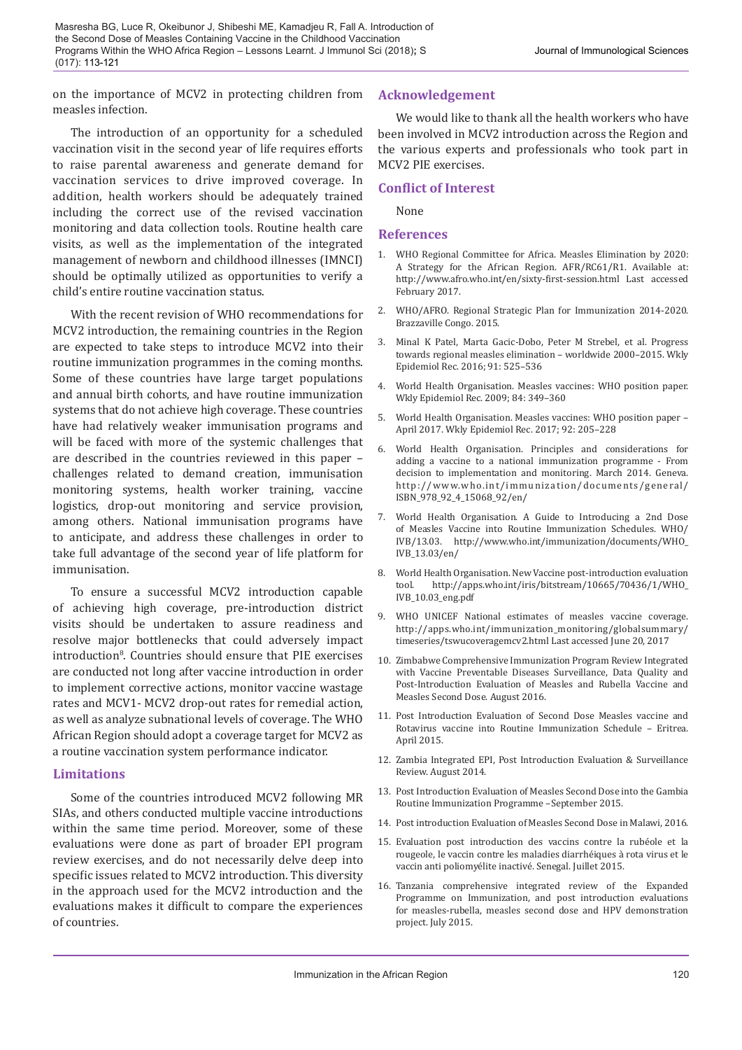on the importance of MCV2 in protecting children from measles infection.

The introduction of an opportunity for a scheduled vaccination visit in the second year of life requires efforts to raise parental awareness and generate demand for vaccination services to drive improved coverage. In addition, health workers should be adequately trained including the correct use of the revised vaccination monitoring and data collection tools. Routine health care visits, as well as the implementation of the integrated management of newborn and childhood illnesses (IMNCI) should be optimally utilized as opportunities to verify a child's entire routine vaccination status.

With the recent revision of WHO recommendations for MCV2 introduction, the remaining countries in the Region are expected to take steps to introduce MCV2 into their routine immunization programmes in the coming months. Some of these countries have large target populations and annual birth cohorts, and have routine immunization systems that do not achieve high coverage. These countries have had relatively weaker immunisation programs and will be faced with more of the systemic challenges that are described in the countries reviewed in this paper – challenges related to demand creation, immunisation monitoring systems, health worker training, vaccine logistics, drop-out monitoring and service provision, among others. National immunisation programs have to anticipate, and address these challenges in order to take full advantage of the second year of life platform for immunisation.

To ensure a successful MCV2 introduction capable of achieving high coverage, pre-introduction district visits should be undertaken to assure readiness and resolve major bottlenecks that could adversely impact introduction[8]. Countries should ensure that PIE exercises are conducted not long after vaccine introduction in order to implement corrective actions, monitor vaccine wastage rates and MCV1- MCV2 drop-out rates for remedial action, as well as analyze subnational levels of coverage. The WHO African Region should adopt a coverage target for MCV2 as a routine vaccination system performance indicator.

## Limitations

Some of the countries introduced MCV2 following MR SIAs, and others conducted multiple vaccine introductions within the same time period. Moreover, some of these evaluations were done as part of broader EPI program review exercises, and do not necessarily delve deep into specific issues related to MCV2 introduction. This diversity in the approach used for the MCV2 introduction and the evaluations makes it difficult to compare the experiences of countries.

## Acknowledgement

We would like to thank all the health workers who have been involved in MCV2 introduction across the Region and the various experts and professionals who took part in MCV2 PIE exercises.

## Conflict of Interest

None

## References

1. WHO Regional Committee for Africa. Measles Elimination by 2020: A Strategy for the African Region. AFR/RC61/R1. Available at: http://www.afro.who.int/en/sixty-first-session.html Last accessed February 2017.
2. WHO/AFRO. Regional Strategic Plan for Immunization 2014-2020. Brazzaville Congo. 2015.
3. Minal K Patel, Marta Gacic-Dobo, Peter M Strebel, et al. Progress towards regional measles elimination – worldwide 2000–2015. Wkly Epidemiol Rec. 2016; 91: 525–536
4. World Health Organisation. Measles vaccines: WHO position paper. Wkly Epidemiol Rec. 2009; 84: 349–360
5. World Health Organisation. Measles vaccines: WHO position paper – April 2017. Wkly Epidemiol Rec. 2017; 92: 205–228
6. World Health Organisation. Principles and considerations for adding a vaccine to a national immunization programme - From decision to implementation and monitoring. March 2014. Geneva. http://www.who.int/immunization/documents/general/ISBN_978_92_4_15068_92/en/
7. World Health Organisation. A Guide to Introducing a 2nd Dose of Measles Vaccine into Routine Immunization Schedules. WHO/IVB/13.03. http://www.who.int/immunization/documents/WHO_IVB_13.03/en/
8. World Health Organisation. New Vaccine post-introduction evaluation tool. http://apps.who.int/iris/bitstream/10665/70436/1/WHO_IVB_10.03_eng.pdf
9. WHO UNICEF National estimates of measles vaccine coverage. http://apps.who.int/immunization_monitoring/globalsummary/timeseries/tswucoveragemcv2.html Last accessed June 20, 2017
10. Zimbabwe Comprehensive Immunization Program Review Integrated with Vaccine Preventable Diseases Surveillance, Data Quality and Post-Introduction Evaluation of Measles and Rubella Vaccine and Measles Second Dose. August 2016.
11. Post Introduction Evaluation of Second Dose Measles vaccine and Rotavirus vaccine into Routine Immunization Schedule – Eritrea. April 2015.
12. Zambia Integrated EPI, Post Introduction Evaluation & Surveillance Review. August 2014.
13. Post Introduction Evaluation of Measles Second Dose into the Gambia Routine Immunization Programme –September 2015.
14. Post introduction Evaluation of Measles Second Dose in Malawi, 2016.
15. Evaluation post introduction des vaccins contre la rubéole et la rougeole, le vaccin contre les maladies diarrhéiques à rota virus et le vaccin anti poliomyélite inactivé. Senegal. Juillet 2015.
16. Tanzania comprehensive integrated review of the Expanded Programme on Immunization, and post introduction evaluations for measles-rubella, measles second dose and HPV demonstration project. July 2015.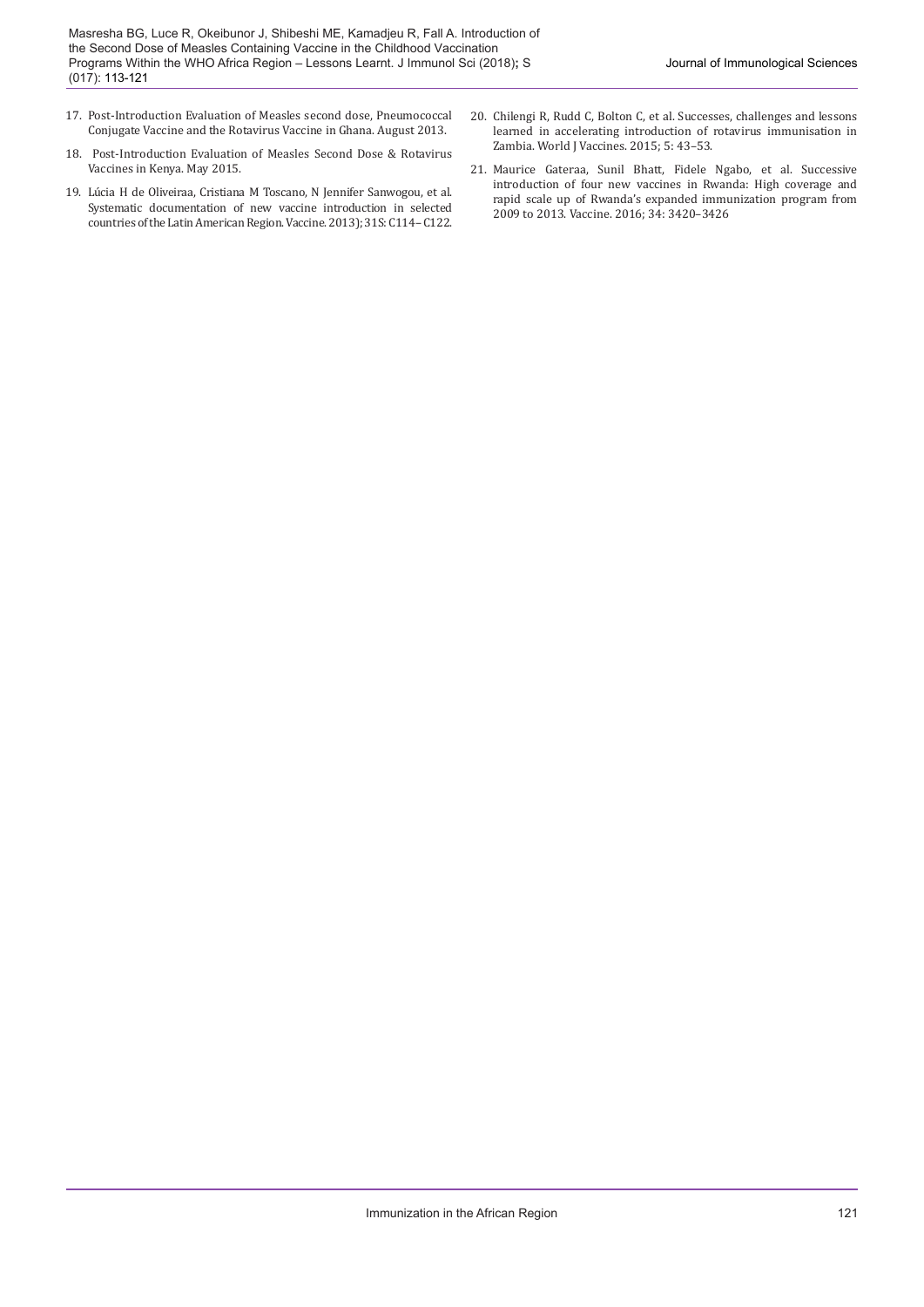17. Post-Introduction Evaluation of Measles second dose, Pneumococcal Conjugate Vaccine and the Rotavirus Vaccine in Ghana. August 2013.

18. Post-Introduction Evaluation of Measles Second Dose & Rotavirus Vaccines in Kenya. May 2015.

19. Lúcia H de Oliveiraa, Cristiana M Toscano, N Jennifer Sanwogou, et al. Systematic documentation of new vaccine introduction in selected countries of the Latin American Region. Vaccine. 2013); 31S: C114– C122.

20. Chilengi R, Rudd C, Bolton C, et al. Successes, challenges and lessons learned in accelerating introduction of rotavirus immunisation in Zambia. World J Vaccines. 2015; 5: 43–53.

21. Maurice Gateraa, Sunil Bhatt, Fidele Ngabo, et al. Successive introduction of four new vaccines in Rwanda: High coverage and rapid scale up of Rwanda's expanded immunization program from 2009 to 2013. Vaccine. 2016; 34: 3420–3426